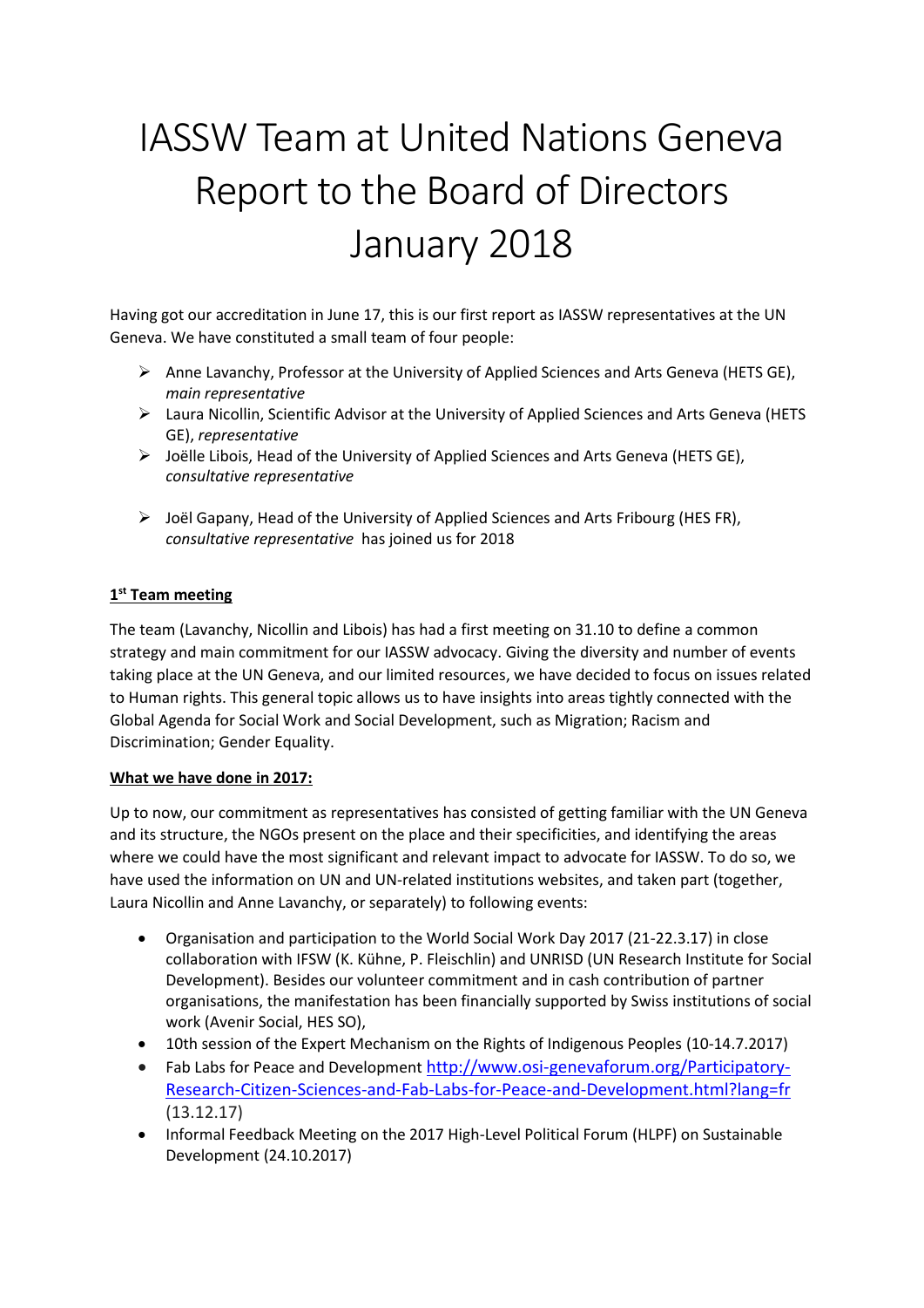# IASSW Team at United Nations Geneva Report to the Board of Directors January 2018

Having got our accreditation in June 17, this is our first report as IASSW representatives at the UN Geneva. We have constituted a small team of four people:

- Anne Lavanchy, Professor at the University of Applied Sciences and Arts Geneva (HETS GE), *main representative*
- Laura Nicollin, Scientific Advisor at the University of Applied Sciences and Arts Geneva (HETS GE), *representative*
- Joëlle Libois, Head of the University of Applied Sciences and Arts Geneva (HETS GE), *consultative representative*
- Joël Gapany, Head of the University of Applied Sciences and Arts Fribourg (HES FR), *consultative representative* has joined us for 2018

**1st Team meeting**

The team (Lavanchy, Nicollin and Libois) has had a first meeting on 31.10 to define a common strategy and main commitment for our IASSW advocacy. Giving the diversity and number of events taking place at the UN Geneva, and our limited resources, we have decided to focus on issues related to Human rights. This general topic allows us to have insights into areas tightly connected with the Global Agenda for Social Work and Social Development, such as Migration; Racism and Discrimination; Gender Equality.

**What we have done in 2017:**

Up to now, our commitment as representatives has consisted of getting familiar with the UN Geneva and its structure, the NGOs present on the place and their specificities, and identifying the areas where we could have the most significant and relevant impact to advocate for IASSW. To do so, we have used the information on UN and UN-related institutions websites, and taken part (together, Laura Nicollin and Anne Lavanchy, or separately) to following events:

- Organisation and participation to the World Social Work Day 2017 (21-22.3.17) in close collaboration with IFSW (K. Kühne, P. Fleischlin) and UNRISD (UN Research Institute for Social Development). Besides our volunteer commitment and in cash contribution of partner organisations, the manifestation has been financially supported by Swiss institutions of social work (Avenir Social, HES SO),
- 10th session of the Expert Mechanism on the Rights of Indigenous Peoples (10-14.7.2017)
- Fab Labs for Peace and Development http://www.osi-genevaforum.org/Participatory-Research-Citizen-Sciences-and-Fab-Labs-for-Peace-and-Development.html?lang=fr (13.12.17)
- Informal Feedback Meeting on the 2017 High-Level Political Forum (HLPF) on Sustainable Development (24.10.2017)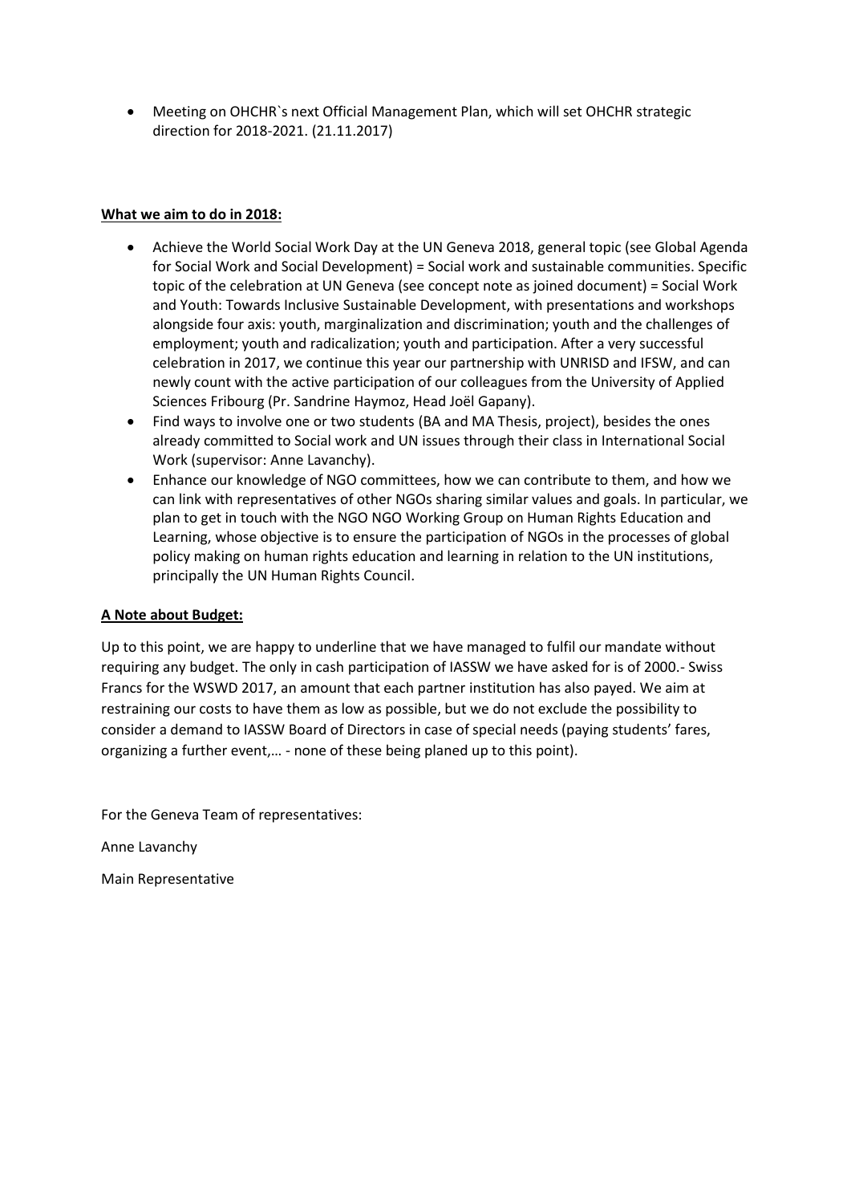- Meeting on OHCHR`s next Official Management Plan, which will set OHCHR strategic direction for 2018-2021. (21.11.2017)

**What we aim to do in 2018:**

- Achieve the World Social Work Day at the UN Geneva 2018, general topic (see Global Agenda for Social Work and Social Development) = Social work and sustainable communities. Specific topic of the celebration at UN Geneva (see concept note as joined document) = Social Work and Youth: Towards Inclusive Sustainable Development, with presentations and workshops alongside four axis: youth, marginalization and discrimination; youth and the challenges of employment; youth and radicalization; youth and participation. After a very successful celebration in 2017, we continue this year our partnership with UNRISD and IFSW, and can newly count with the active participation of our colleagues from the University of Applied Sciences Fribourg (Pr. Sandrine Haymoz, Head Joël Gapany).
- Find ways to involve one or two students (BA and MA Thesis, project), besides the ones already committed to Social work and UN issues through their class in International Social Work (supervisor: Anne Lavanchy).
- Enhance our knowledge of NGO committees, how we can contribute to them, and how we can link with representatives of other NGOs sharing similar values and goals. In particular, we plan to get in touch with the NGO NGO Working Group on Human Rights Education and Learning, whose objective is to ensure the participation of NGOs in the processes of global policy making on human rights education and learning in relation to the UN institutions, principally the UN Human Rights Council.

**A Note about Budget:**

Up to this point, we are happy to underline that we have managed to fulfil our mandate without requiring any budget. The only in cash participation of IASSW we have asked for is of 2000.- Swiss Francs for the WSWD 2017, an amount that each partner institution has also payed. We aim at restraining our costs to have them as low as possible, but we do not exclude the possibility to consider a demand to IASSW Board of Directors in case of special needs (paying students' fares, organizing a further event,… - none of these being planed up to this point).

For the Geneva Team of representatives:

Anne Lavanchy

Main Representative